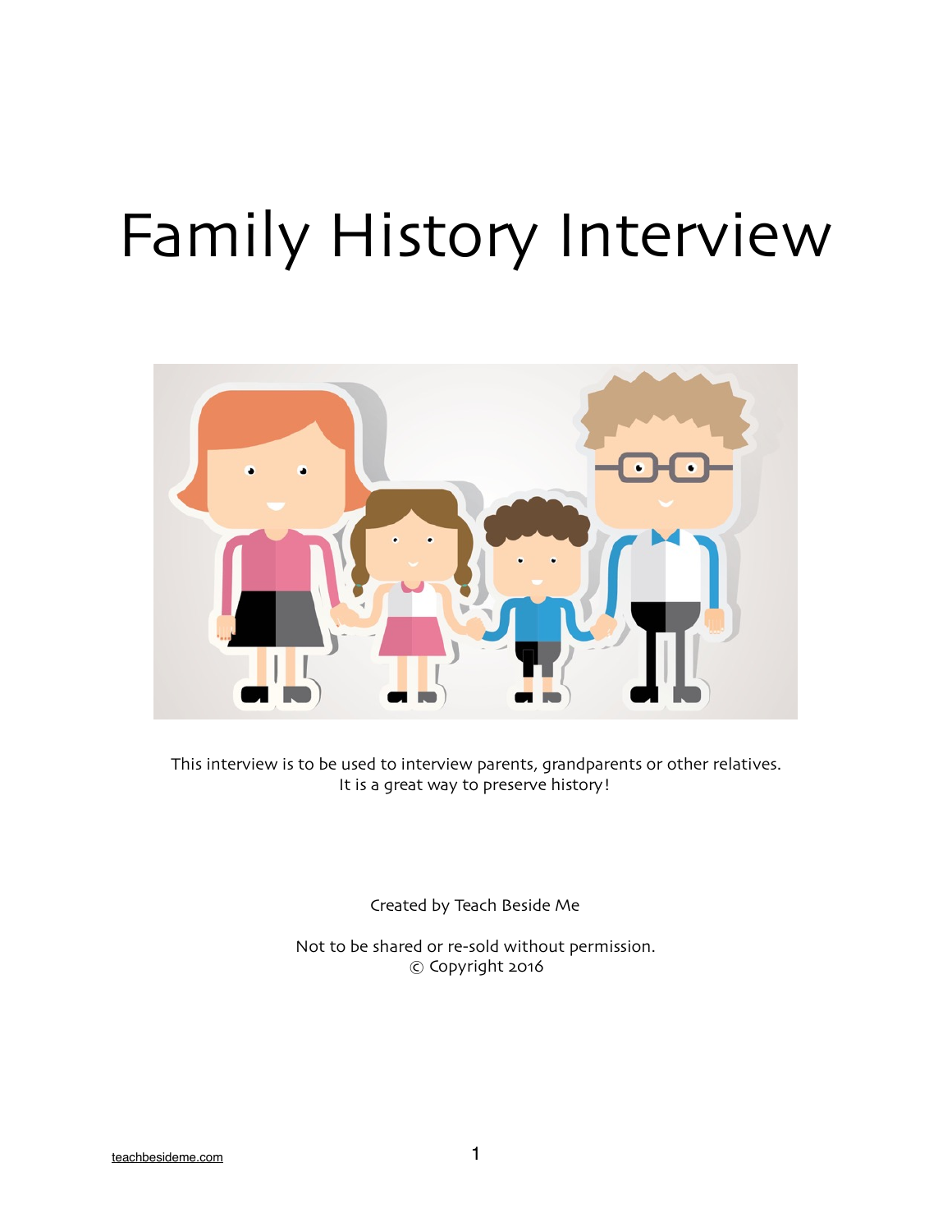# Family History Interview

This interview is to be used to interview parents, grandparents or other relatives.
It is a great way to preserve history!

Created by Teach Beside Me

Not to be shared or re-sold without permission.
© Copyright 2016

teachbesideme.com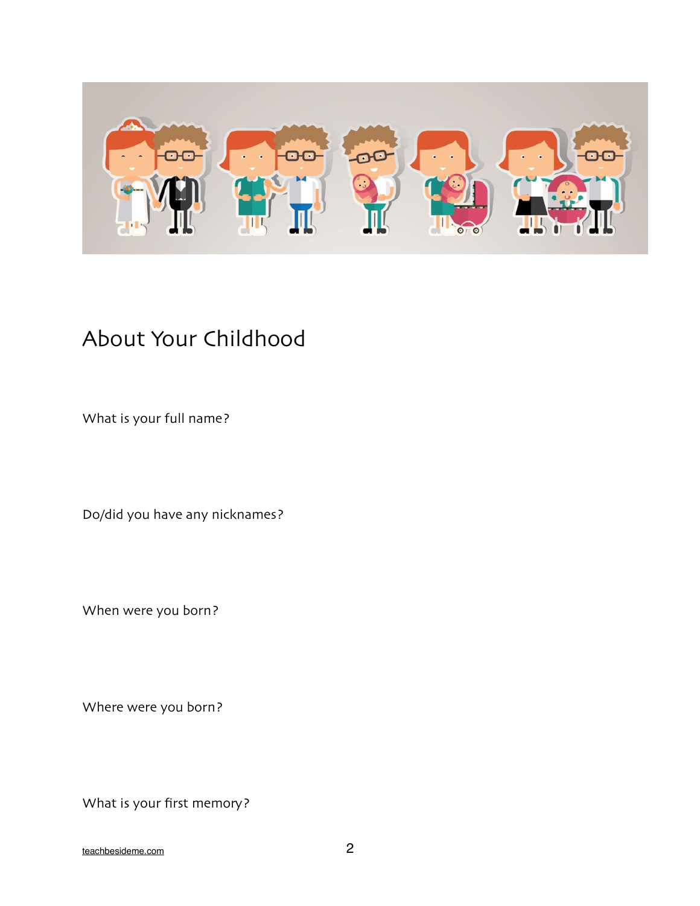## About Your Childhood

What is your full name?

Do/did you have any nicknames?

When were you born?

Where were you born?

What is your first memory?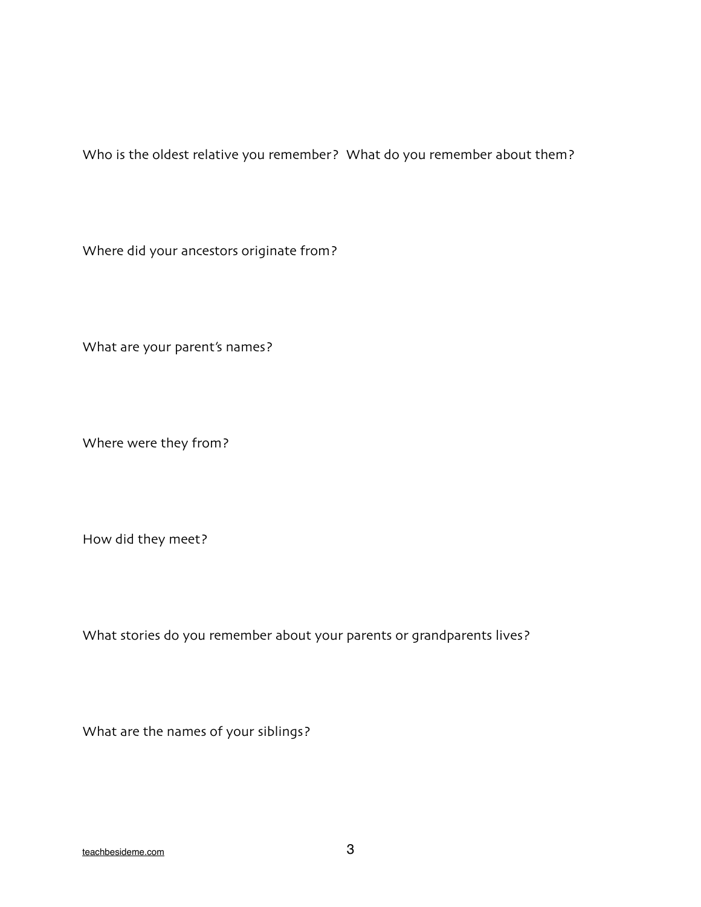Who is the oldest relative you remember?  What do you remember about them?

Where did your ancestors originate from?

What are your parent's names?

Where were they from?

How did they meet?

What stories do you remember about your parents or grandparents lives?

What are the names of your siblings?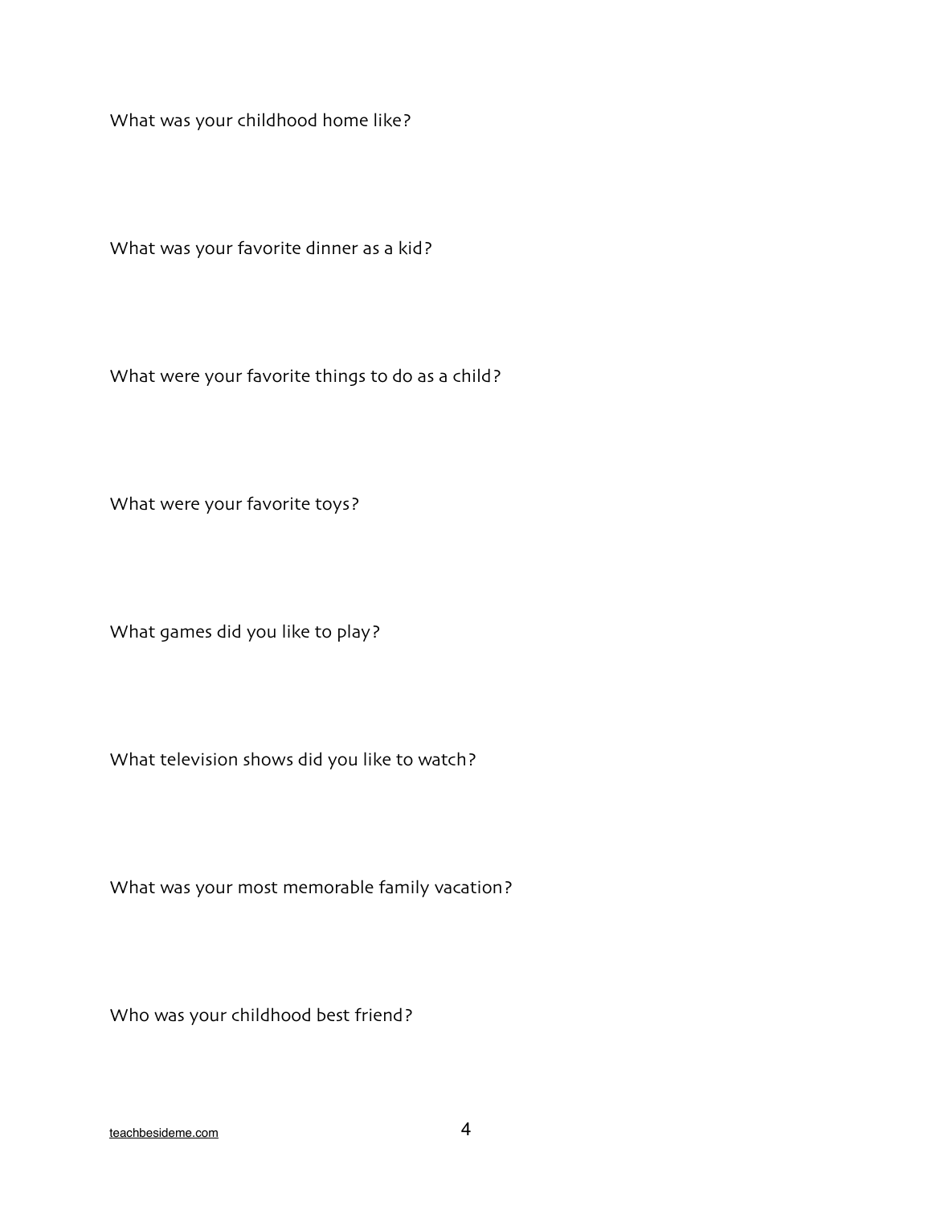What was your childhood home like?

What was your favorite dinner as a kid?

What were your favorite things to do as a child?

What were your favorite toys?

What games did you like to play?

What television shows did you like to watch?

What was your most memorable family vacation?

Who was your childhood best friend?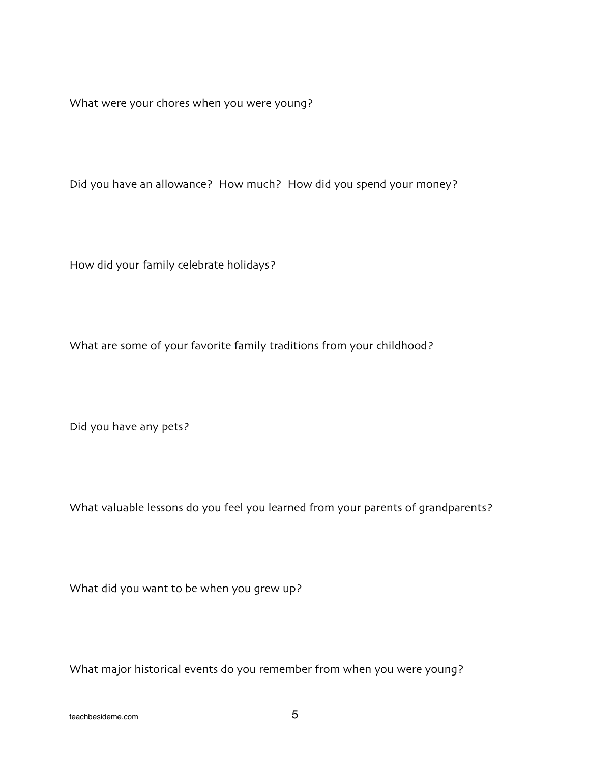What were your chores when you were young?

Did you have an allowance?  How much?  How did you spend your money?

How did your family celebrate holidays?

What are some of your favorite family traditions from your childhood?

Did you have any pets?

What valuable lessons do you feel you learned from your parents of grandparents?

What did you want to be when you grew up?

What major historical events do you remember from when you were young?

teachbesideme.com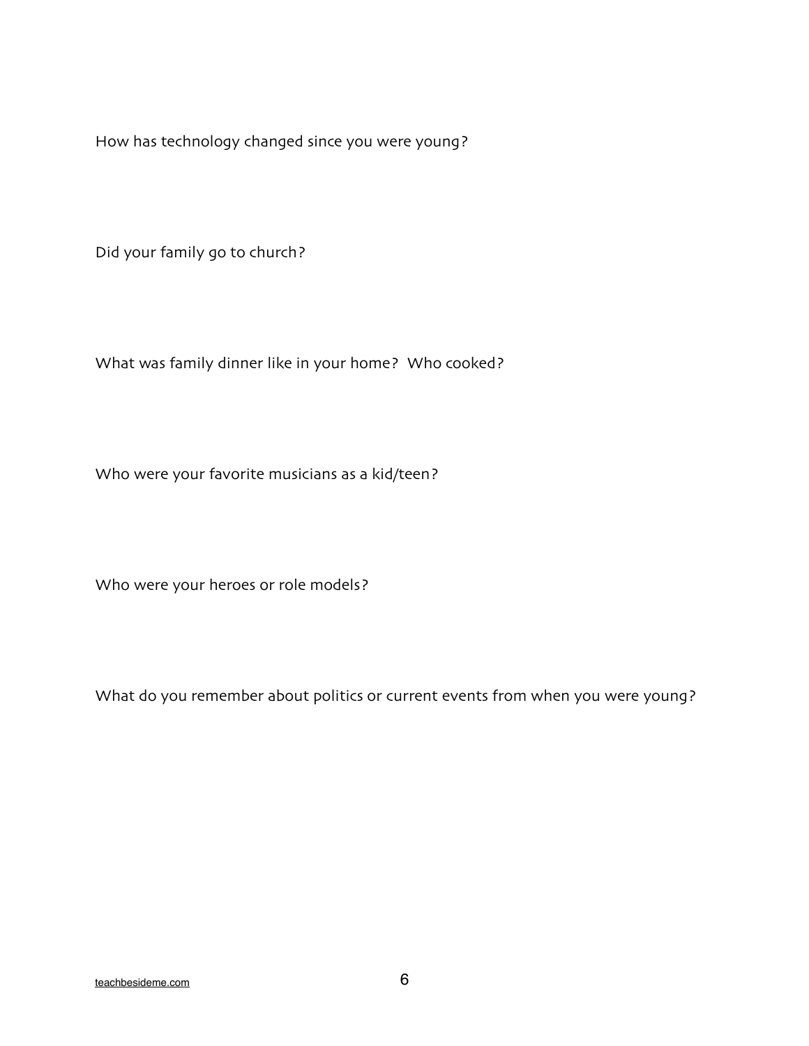How has technology changed since you were young?

Did your family go to church?

What was family dinner like in your home?  Who cooked?

Who were your favorite musicians as a kid/teen?

Who were your heroes or role models?

What do you remember about politics or current events from when you were young?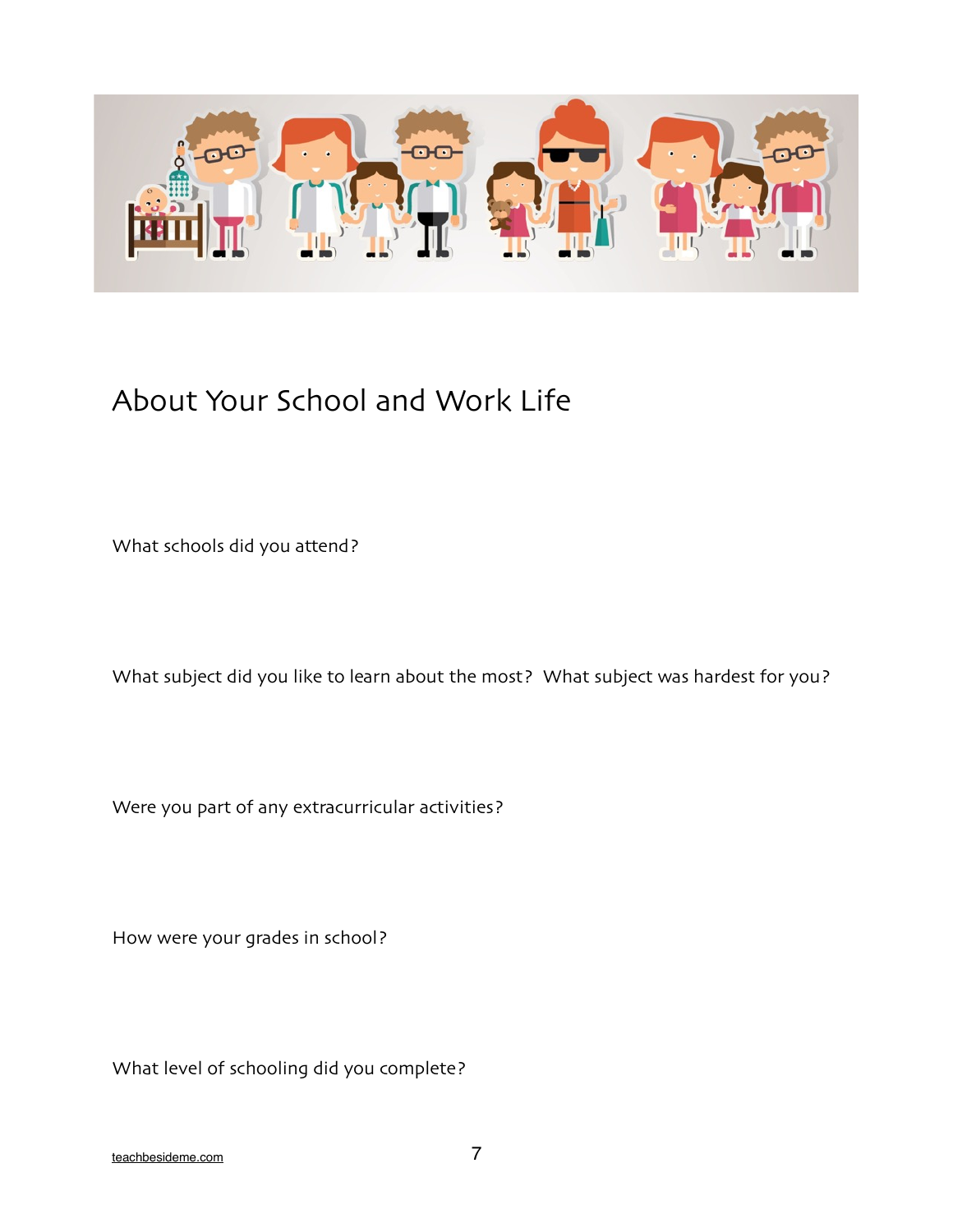# About Your School and Work Life

What schools did you attend?

What subject did you like to learn about the most? What subject was hardest for you?

Were you part of any extracurricular activities?

How were your grades in school?

What level of schooling did you complete?

teachbesideme.com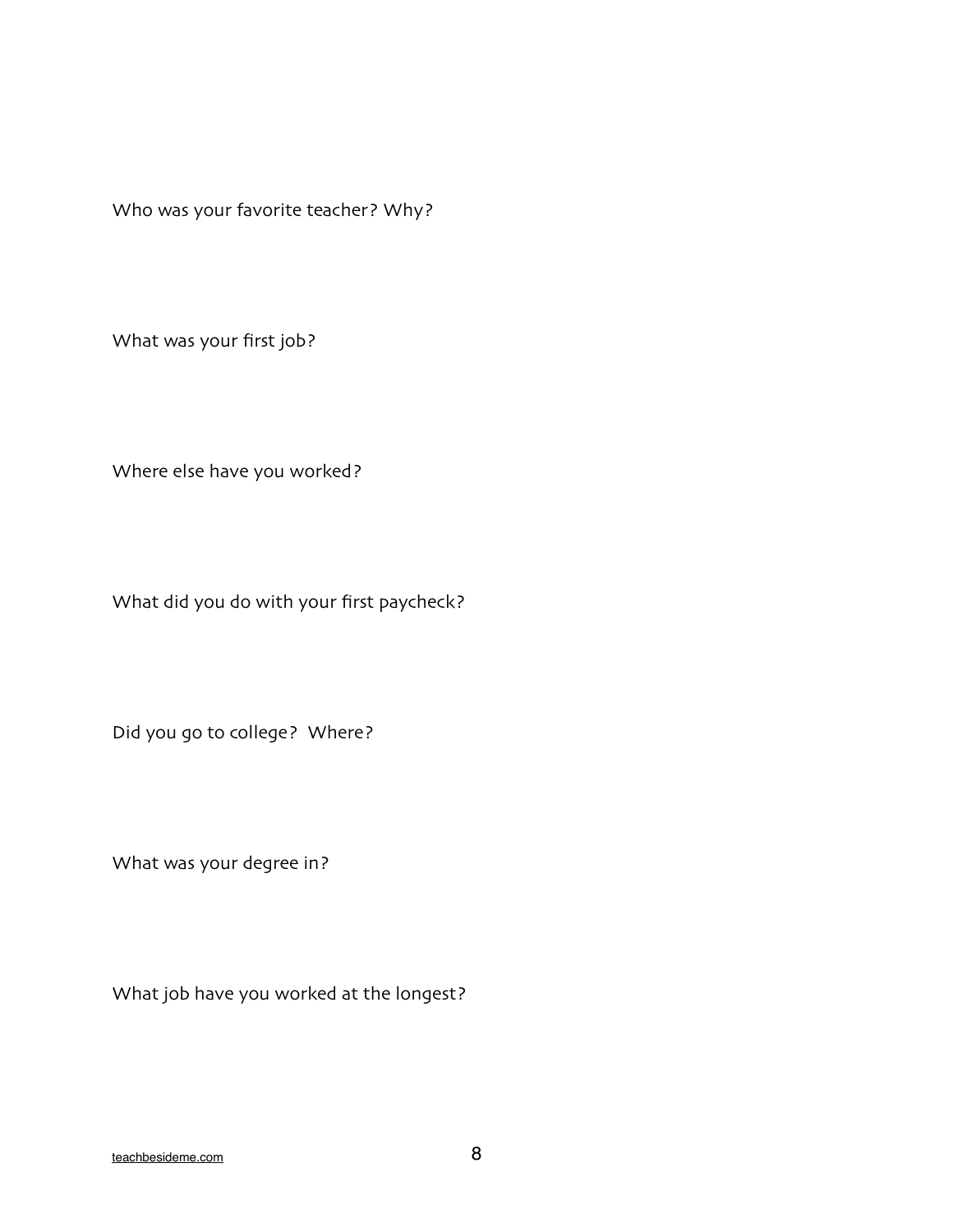Who was your favorite teacher? Why?

What was your first job?

Where else have you worked?

What did you do with your first paycheck?

Did you go to college?  Where?

What was your degree in?

What job have you worked at the longest?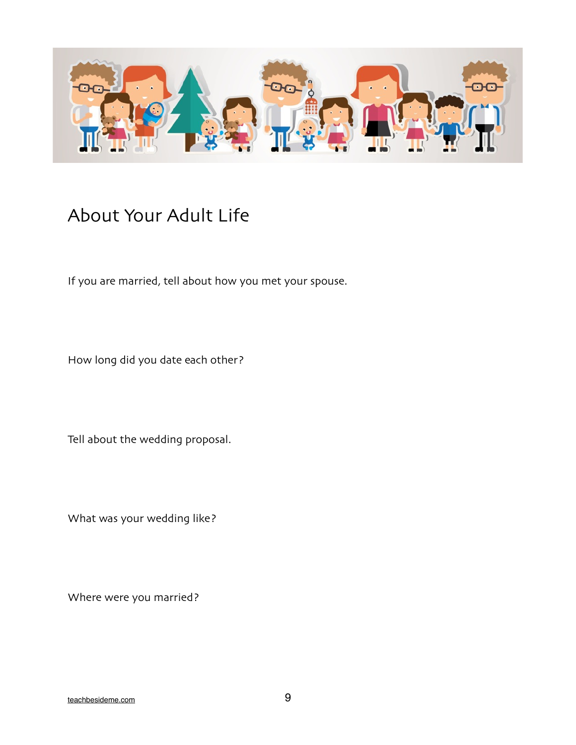# About Your Adult Life

If you are married, tell about how you met your spouse.

How long did you date each other?

Tell about the wedding proposal.

What was your wedding like?

Where were you married?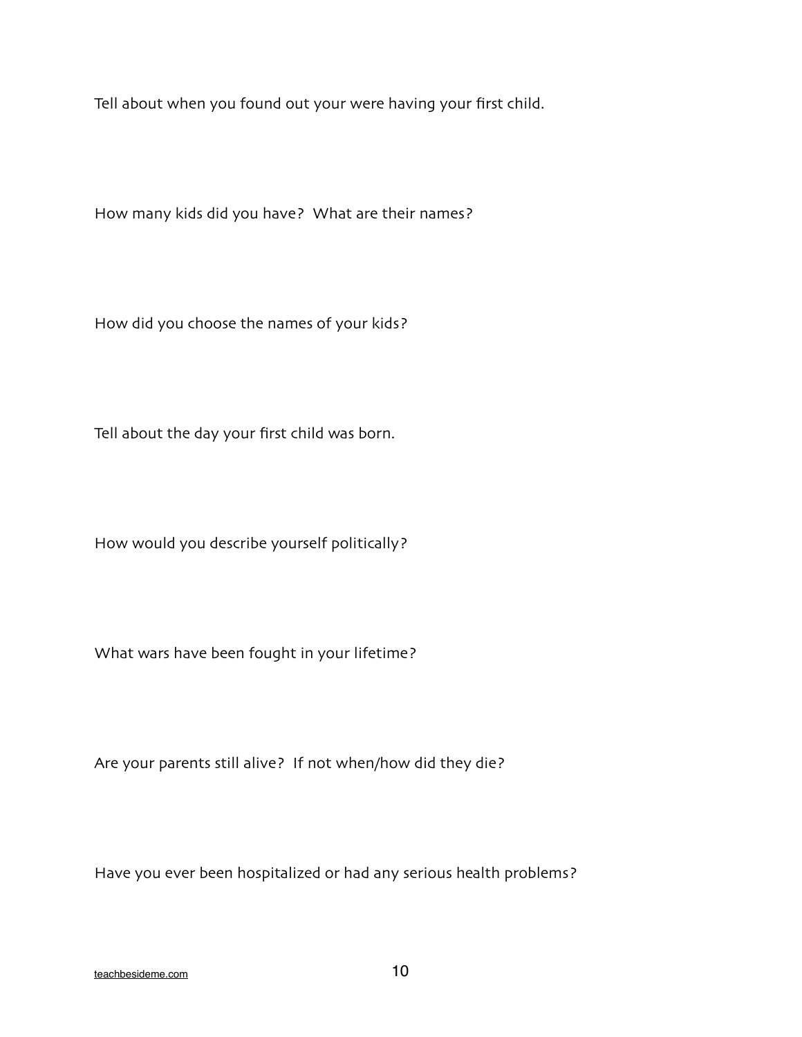Tell about when you found out your were having your first child.

How many kids did you have?  What are their names?

How did you choose the names of your kids?

Tell about the day your first child was born.

How would you describe yourself politically?

What wars have been fought in your lifetime?

Are your parents still alive?  If not when/how did they die?

Have you ever been hospitalized or had any serious health problems?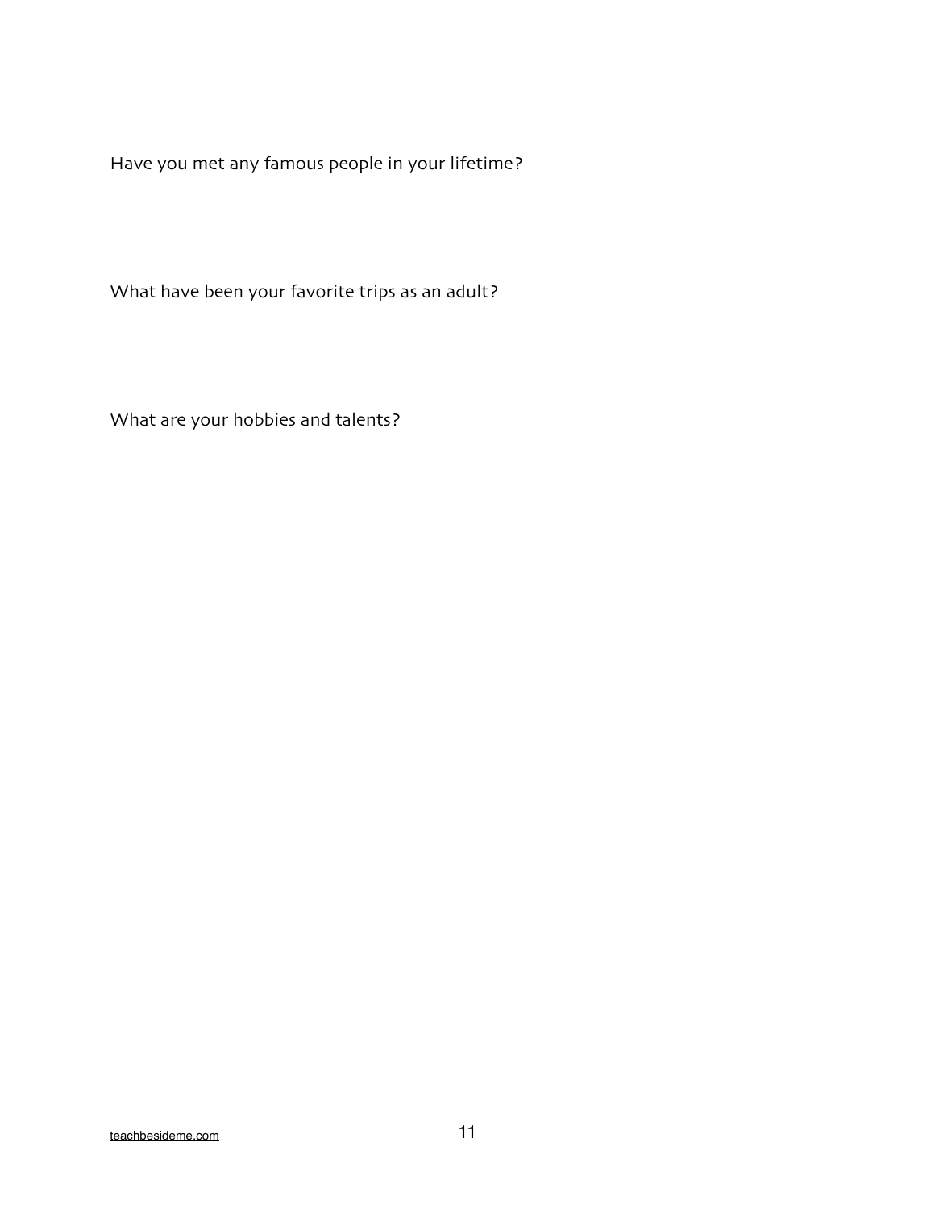Have you met any famous people in your lifetime?

What have been your favorite trips as an adult?

What are your hobbies and talents?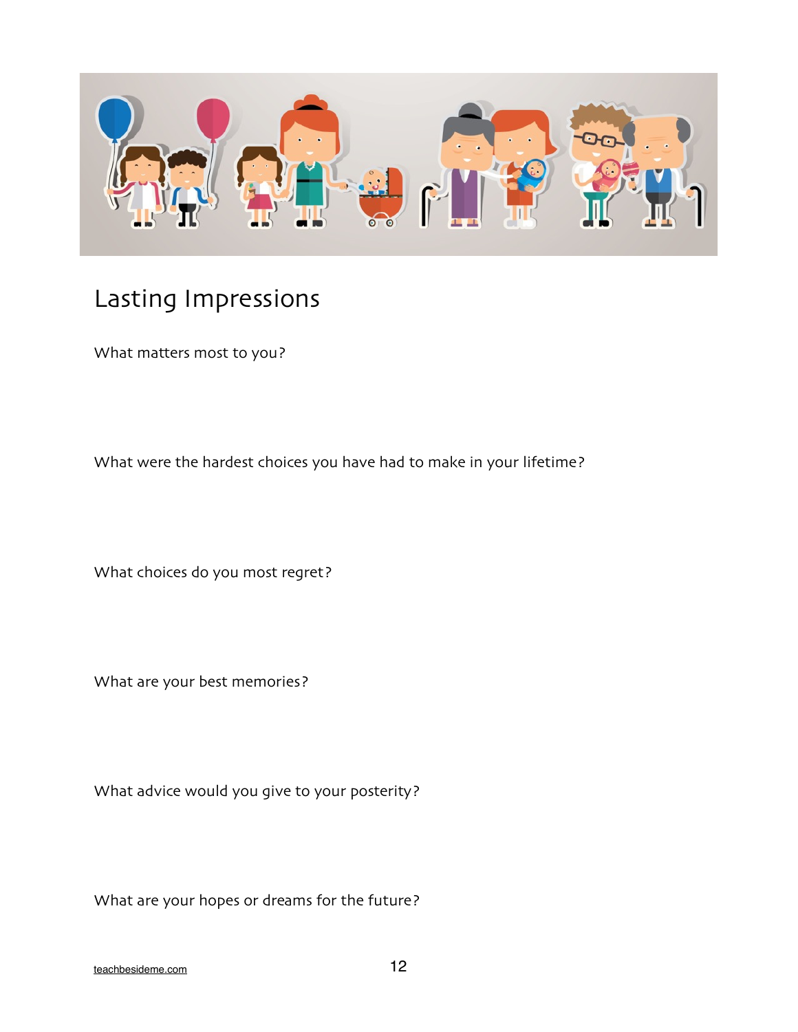# Lasting Impressions

What matters most to you?

What were the hardest choices you have had to make in your lifetime?

What choices do you most regret?

What are your best memories?

What advice would you give to your posterity?

What are your hopes or dreams for the future?